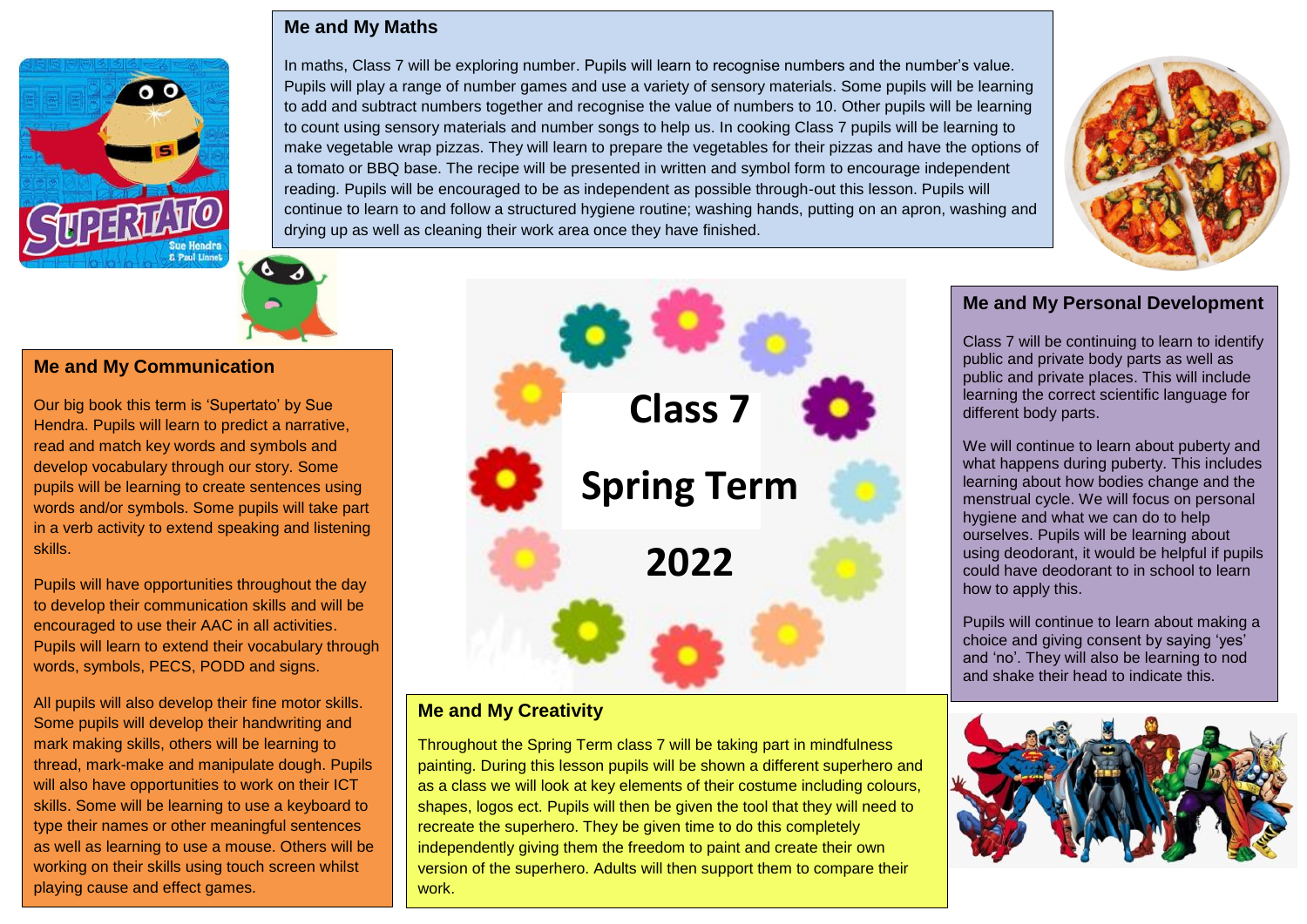# Class 7

# Spring Term

# 2022

## Me and My Maths

In maths, Class 7 will be exploring number. Pupils will learn to recognise numbers and the number's value. Pupils will play a range of number games and use a variety of sensory materials. Some pupils will be learning to add and subtract numbers together and recognise the value of numbers to 10. Other pupils will be learning to count using sensory materials and number songs to help us. In cooking Class 7 pupils will be learning to make vegetable wrap pizzas. They will learn to prepare the vegetables for their pizzas and have the options of a tomato or BBQ base. The recipe will be presented in written and symbol form to encourage independent reading. Pupils will be encouraged to be as independent as possible through-out this lesson. Pupils will continue to learn to and follow a structured hygiene routine; washing hands, putting on an apron, washing and drying up as well as cleaning their work area once they have finished.

## Me and My Communication

Our big book this term is 'Supertato' by Sue Hendra. Pupils will learn to predict a narrative, read and match key words and symbols and develop vocabulary through our story. Some pupils will be learning to create sentences using words and/or symbols. Some pupils will take part in a verb activity to extend speaking and listening skills.

Pupils will have opportunities throughout the day to develop their communication skills and will be encouraged to use their AAC in all activities. Pupils will learn to extend their vocabulary through words, symbols, PECS, PODD and signs.

All pupils will also develop their fine motor skills. Some pupils will develop their handwriting and mark making skills, others will be learning to thread, mark-make and manipulate dough. Pupils will also have opportunities to work on their ICT skills. Some will be learning to use a keyboard to type their names or other meaningful sentences as well as learning to use a mouse. Others will be working on their skills using touch screen whilst playing cause and effect games.

## Me and My Creativity

Throughout the Spring Term class 7 will be taking part in mindfulness painting. During this lesson pupils will be shown a different superhero and as a class we will look at key elements of their costume including colours, shapes, logos ect. Pupils will then be given the tool that they will need to recreate the superhero. They be given time to do this completely independently giving them the freedom to paint and create their own version of the superhero. Adults will then support them to compare their work.

## Me and My Personal Development

Class 7 will be continuing to learn to identify public and private body parts as well as public and private places. This will include learning the correct scientific language for different body parts.

We will continue to learn about puberty and what happens during puberty. This includes learning about how bodies change and the menstrual cycle. We will focus on personal hygiene and what we can do to help ourselves. Pupils will be learning about using deodorant, it would be helpful if pupils could have deodorant to in school to learn how to apply this.

Pupils will continue to learn about making a choice and giving consent by saying 'yes' and 'no'. They will also be learning to nod and shake their head to indicate this.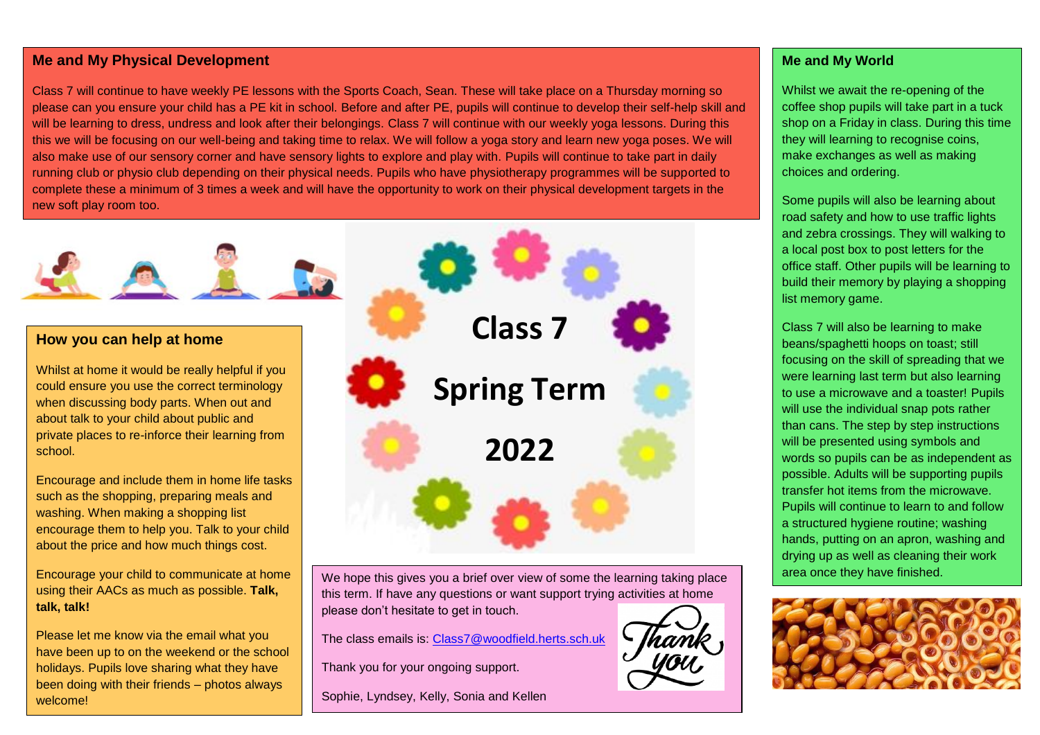## Me and My Physical Development

Class 7 will continue to have weekly PE lessons with the Sports Coach, Sean. These will take place on a Thursday morning so please can you ensure your child has a PE kit in school. Before and after PE, pupils will continue to develop their self-help skill and will be learning to dress, undress and look after their belongings. Class 7 will continue with our weekly yoga lessons. During this this we will be focusing on our well-being and taking time to relax. We will follow a yoga story and learn new yoga poses. We will also make use of our sensory corner and have sensory lights to explore and play with. Pupils will continue to take part in daily running club or physio club depending on their physical needs. Pupils who have physiotherapy programmes will be supported to complete these a minimum of 3 times a week and will have the opportunity to work on their physical development targets in the new soft play room too.

## How you can help at home

Whilst at home it would be really helpful if you could ensure you use the correct terminology when discussing body parts. When out and about talk to your child about public and private places to re-inforce their learning from school.

Encourage and include them in home life tasks such as the shopping, preparing meals and washing. When making a shopping list encourage them to help you. Talk to your child about the price and how much things cost.

Encourage your child to communicate at home using their AACs as much as possible. **Talk, talk, talk!**

Please let me know via the email what you have been up to on the weekend or the school holidays. Pupils love sharing what they have been doing with their friends – photos always welcome!

# Class 7

# Spring Term

# 2022

We hope this gives you a brief over view of some the learning taking place this term. If have any questions or want support trying activities at home please don't hesitate to get in touch.

The class emails is: Class7@woodfield.herts.sch.uk

Thank you for your ongoing support.

Sophie, Lyndsey, Kelly, Sonia and Kellen

## Me and My World

Whilst we await the re-opening of the coffee shop pupils will take part in a tuck shop on a Friday in class. During this time they will learning to recognise coins, make exchanges as well as making choices and ordering.

Some pupils will also be learning about road safety and how to use traffic lights and zebra crossings. They will walking to a local post box to post letters for the office staff. Other pupils will be learning to build their memory by playing a shopping list memory game.

Class 7 will also be learning to make beans/spaghetti hoops on toast; still focusing on the skill of spreading that we were learning last term but also learning to use a microwave and a toaster! Pupils will use the individual snap pots rather than cans. The step by step instructions will be presented using symbols and words so pupils can be as independent as possible. Adults will be supporting pupils transfer hot items from the microwave. Pupils will continue to learn to and follow a structured hygiene routine; washing hands, putting on an apron, washing and drying up as well as cleaning their work area once they have finished.